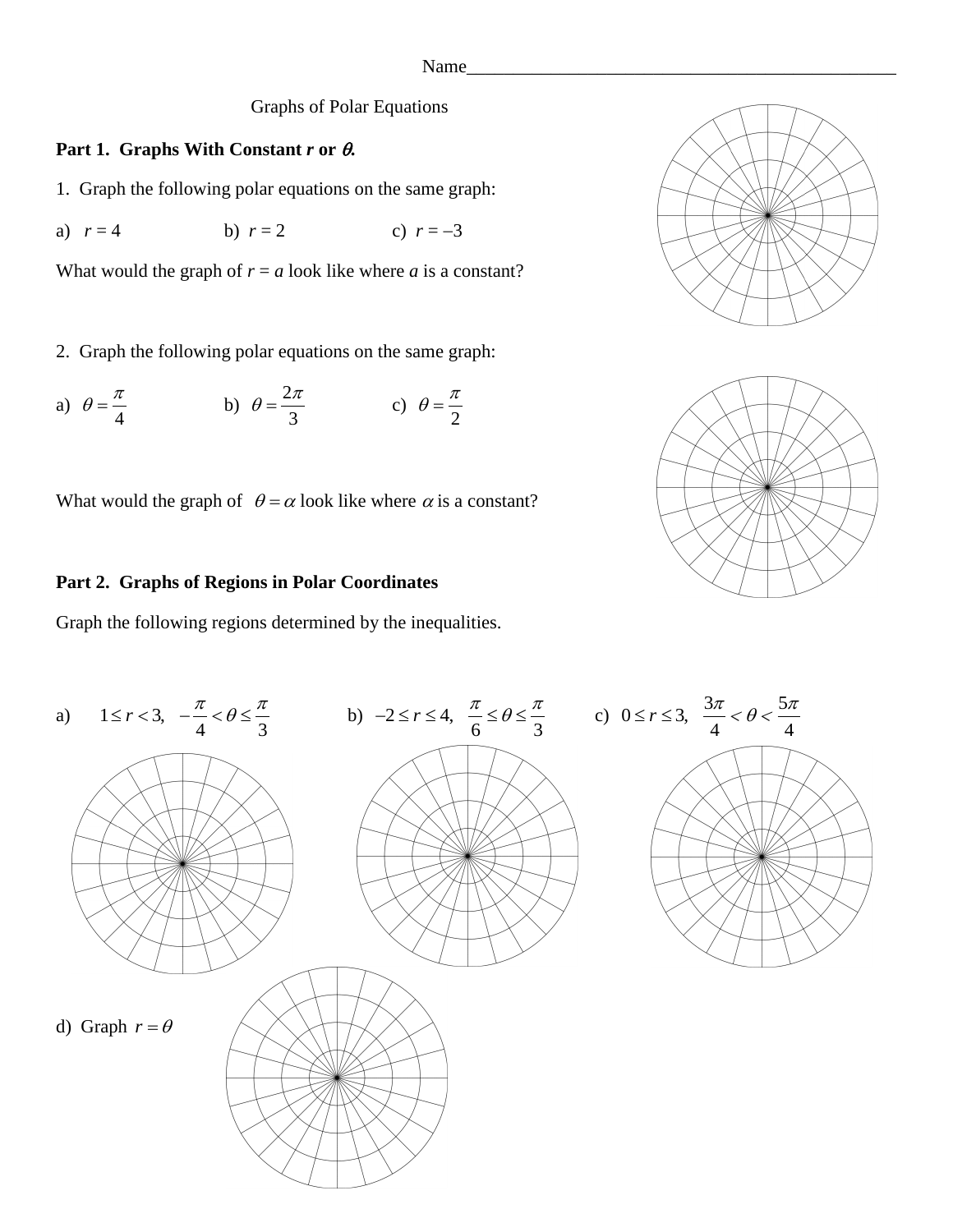Name_______________________________________________

Graphs of Polar Equations

**Part 1. Graphs With Constant *r* or $\theta$.**

1. Graph the following polar equations on the same graph:

a) $r = 4$ b) $r = 2$ c) $r = -3$

What would the graph of $r = a$ look like where $a$ is a constant?

2. Graph the following polar equations on the same graph:

a) $\theta = \frac{\pi}{4}$ b) $\theta = \frac{2\pi}{3}$ c) $\theta = \frac{\pi}{2}$

What would the graph of $\theta = \alpha$ look like where $\alpha$ is a constant?

**Part 2. Graphs of Regions in Polar Coordinates**

Graph the following regions determined by the inequalities.

a) $1 \le r < 3, \quad -\frac{\pi}{4} < \theta \le \frac{\pi}{3}$

b) $-2 \le r \le 4, \quad \frac{\pi}{6} \le \theta \le \frac{\pi}{3}$

c) $0 \le r \le 3, \quad \frac{3\pi}{4} < \theta < \frac{5\pi}{4}$

d) Graph $r = \theta$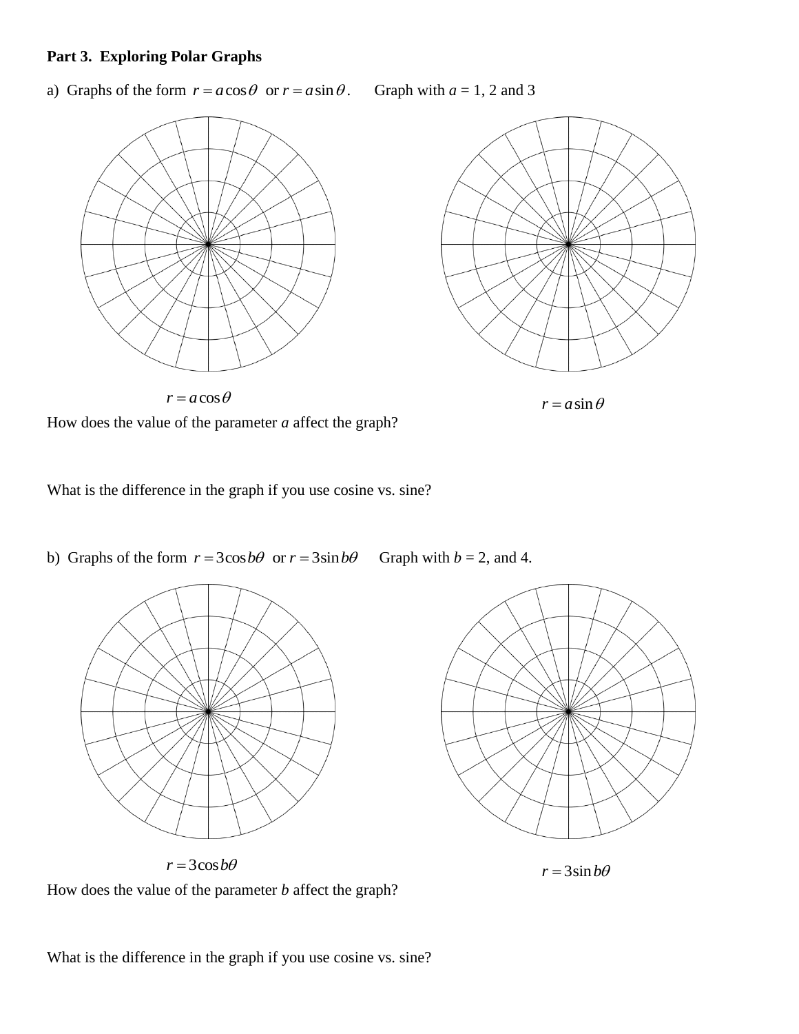**Part 3. Exploring Polar Graphs**

a) Graphs of the form $r = a\cos\theta$ or $r = a\sin\theta$. Graph with $a$ = 1, 2 and 3

$r = a\cos\theta$

$r = a\sin\theta$

How does the value of the parameter $a$ affect the graph?

What is the difference in the graph if you use cosine vs. sine?

b) Graphs of the form $r = 3\cos b\theta$ or $r = 3\sin b\theta$ Graph with $b$ = 2, and 4.

$r = 3\cos b\theta$

$r = 3\sin b\theta$

How does the value of the parameter $b$ affect the graph?

What is the difference in the graph if you use cosine vs. sine?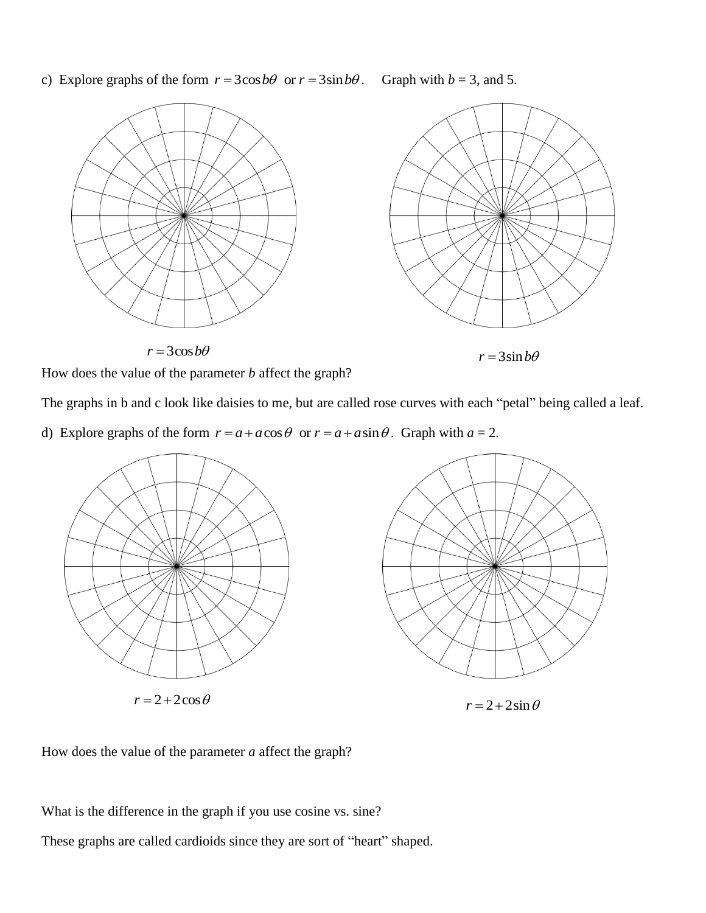c) Explore graphs of the form $r = 3\cos b\theta$ or $r = 3\sin b\theta$. Graph with $b$ = 3, and 5.

$r = 3\cos b\theta$

$r = 3\sin b\theta$

How does the value of the parameter *b* affect the graph?

The graphs in b and c look like daisies to me, but are called rose curves with each "petal" being called a leaf.

d) Explore graphs of the form $r = a + a\cos\theta$ or $r = a + a\sin\theta$. Graph with $a$ = 2.

$r = 2 + 2\cos\theta$

$r = 2 + 2\sin\theta$

How does the value of the parameter *a* affect the graph?

What is the difference in the graph if you use cosine vs. sine?

These graphs are called cardioids since they are sort of "heart" shaped.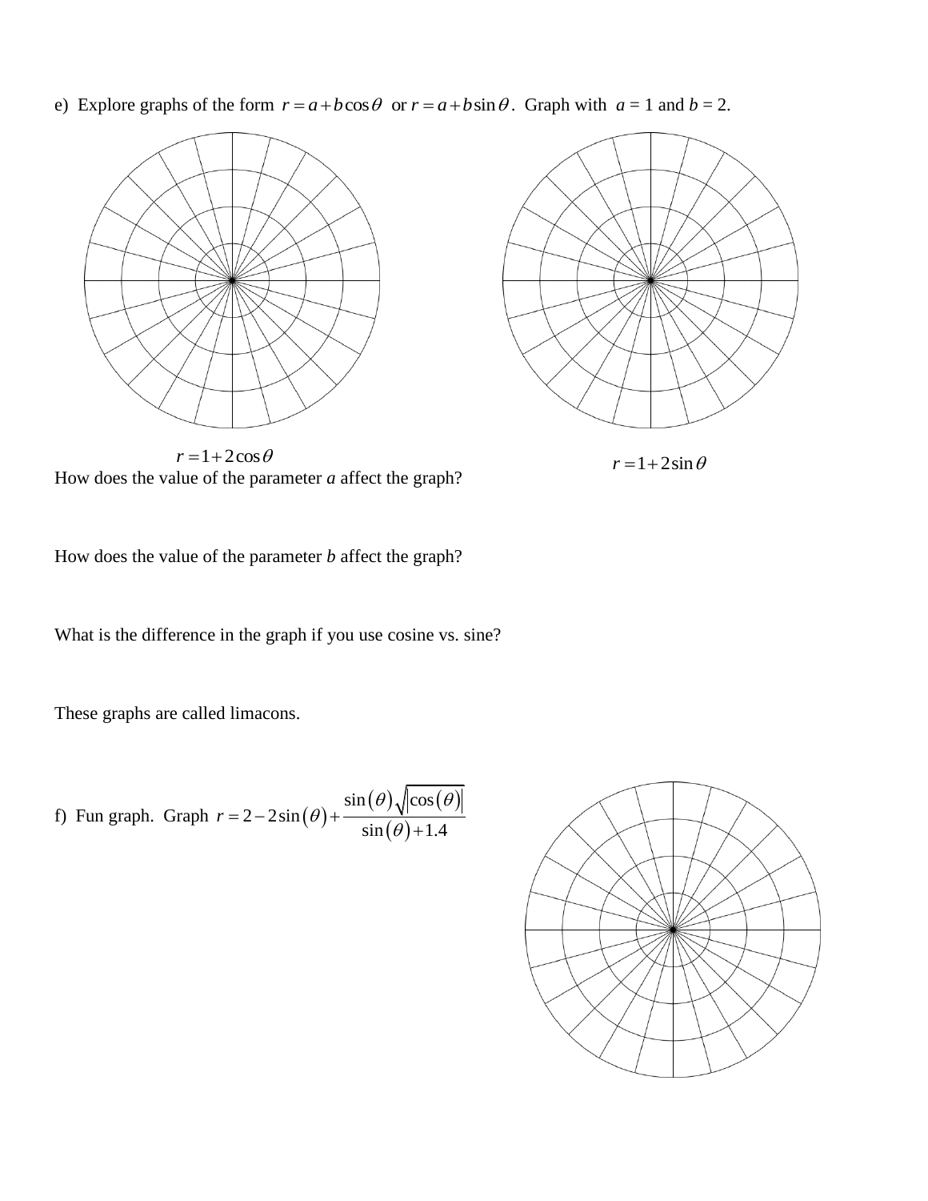e) Explore graphs of the form $r = a + b\cos\theta$ or $r = a + b\sin\theta$. Graph with $a = 1$ and $b = 2$.

$r = 1 + 2\cos\theta$

$r = 1 + 2\sin\theta$

How does the value of the parameter *a* affect the graph?

How does the value of the parameter *b* affect the graph?

What is the difference in the graph if you use cosine vs. sine?

These graphs are called limacons.

f) Fun graph. Graph $r = 2 - 2\sin(\theta) + \dfrac{\sin(\theta)\sqrt{|\cos(\theta)|}}{\sin(\theta) + 1.4}$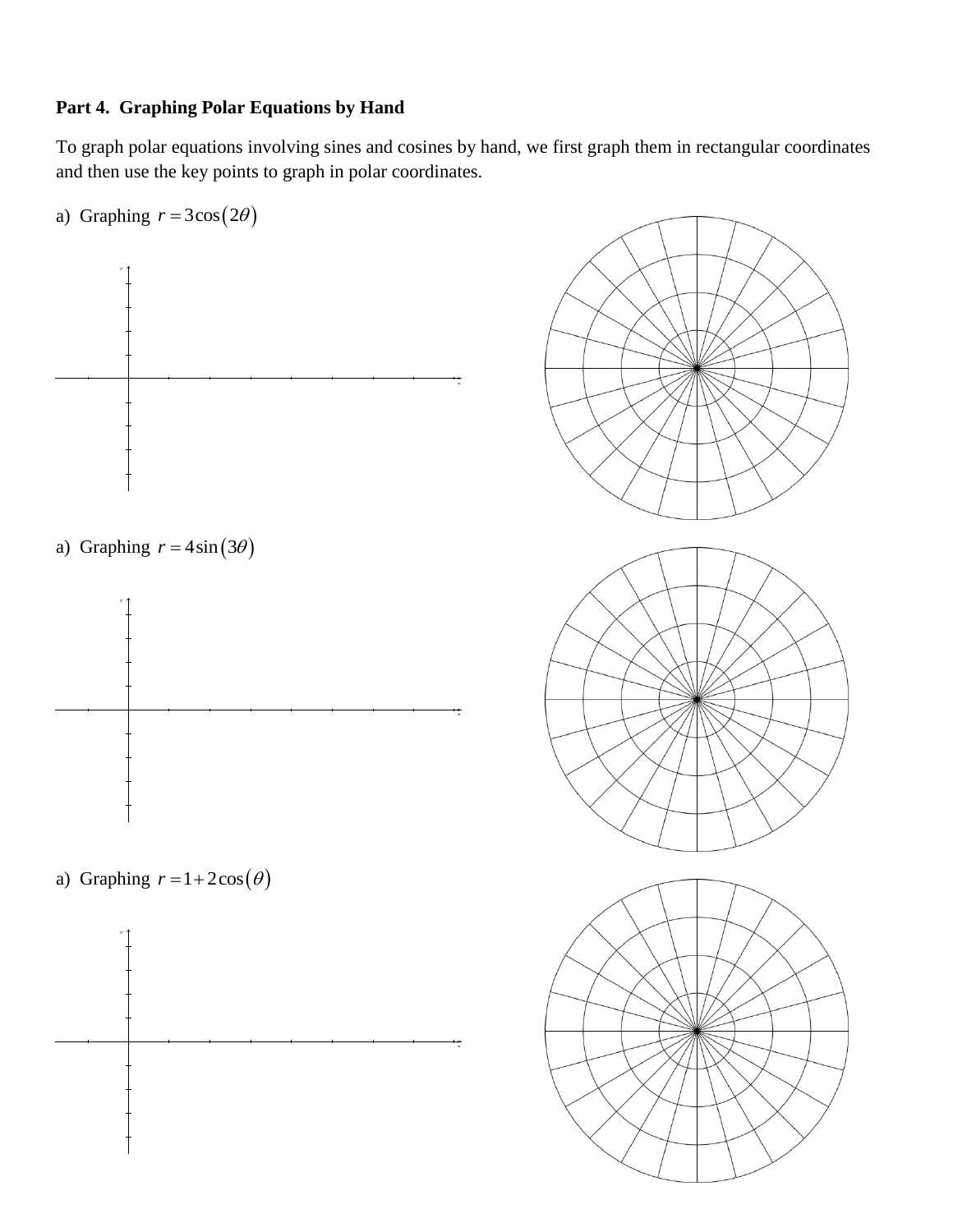**Part 4. Graphing Polar Equations by Hand**

To graph polar equations involving sines and cosines by hand, we first graph them in rectangular coordinates and then use the key points to graph in polar coordinates.

a) Graphing $r = 3\cos(2\theta)$

a) Graphing $r = 4\sin(3\theta)$

a) Graphing $r = 1 + 2\cos(\theta)$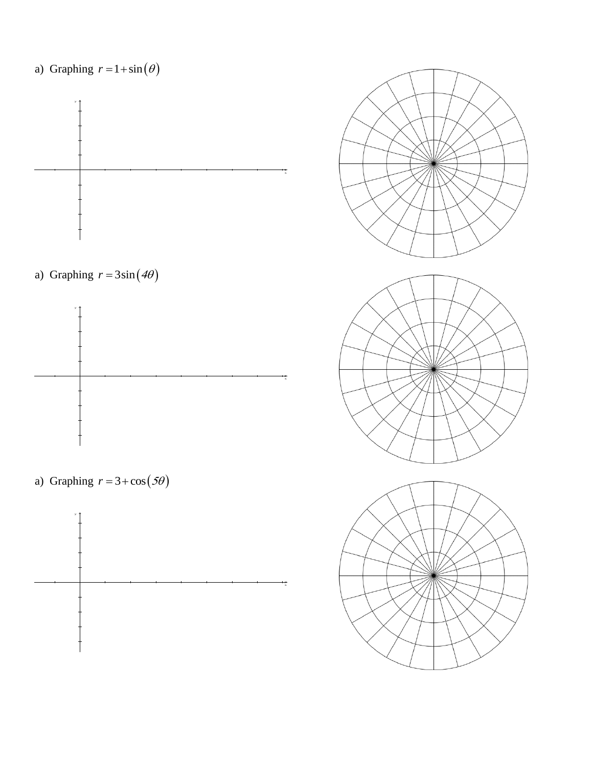a) Graphing $r = 1 + \sin(\theta)$

y

x

a) Graphing $r = 3\sin(4\theta)$

y

x

a) Graphing $r = 3 + \cos(5\theta)$

y

x